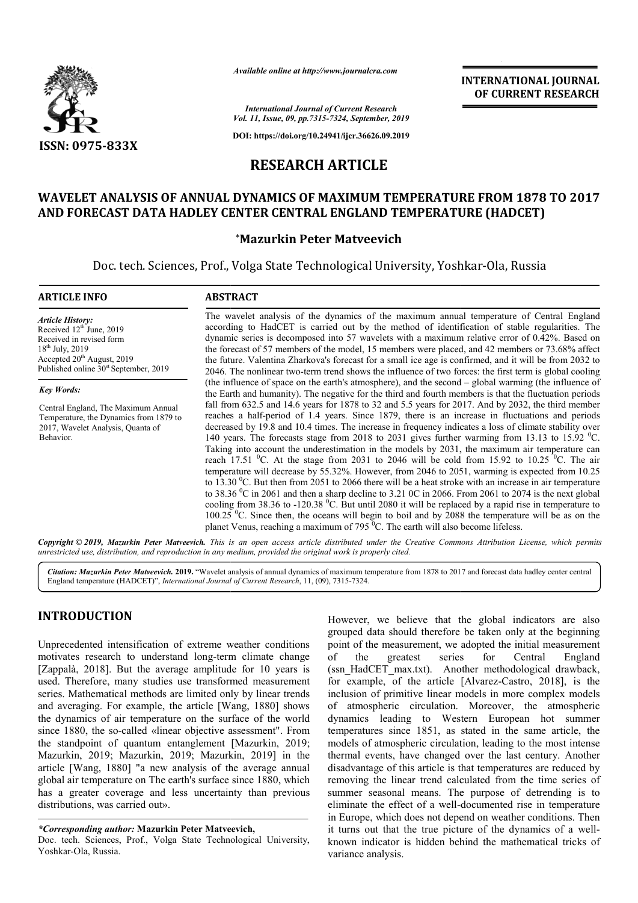*Available online at http://www.journalcra.com*

*International Journal of Current Research*
*Vol. 11, Issue, 09, pp.7315-7324, September, 2019*

**DOI: https://doi.org/10.24941/ijcr.36626.09.2019**

**INTERNATIONAL JOURNAL OF CURRENT RESEARCH**

**ISSN: 0975-833X**

# RESEARCH ARTICLE

## WAVELET ANALYSIS OF ANNUAL DYNAMICS OF MAXIMUM TEMPERATURE FROM 1878 TO 2017 AND FORECAST DATA HADLEY CENTER CENTRAL ENGLAND TEMPERATURE (HADCET)

**\*Mazurkin Peter Matveevich**

Doc. tech. Sciences, Prof., Volga State Technological University, Yoshkar-Ola, Russia

### ARTICLE INFO

*Article History:*
Received 12th June, 2019
Received in revised form
18th July, 2019
Accepted 20th August, 2019
Published online 30st September, 2019

*Key Words:*

Central England, The Maximum Annual Temperature, the Dynamics from 1879 to 2017, Wavelet Analysis, Quanta of Behavior.

### ABSTRACT

The wavelet analysis of the dynamics of the maximum annual temperature of Central England according to HadCET is carried out by the method of identification of stable regularities. The dynamic series is decomposed into 57 wavelets with a maximum relative error of 0.42%. Based on the forecast of 57 members of the model, 15 members were placed, and 42 members or 73.68% affect the future. Valentina Zharkova's forecast for a small ice age is confirmed, and it will be from 2032 to 2046. The nonlinear two-term trend shows the influence of two forces: the first term is global cooling (the influence of space on the earth's atmosphere), and the second – global warming (the influence of the Earth and humanity). The negative for the third and fourth members is that the fluctuation periods fall from 632.5 and 14.6 years for 1878 to 32 and 5.5 years for 2017. And by 2032, the third member reaches a half-period of 1.4 years. Since 1879, there is an increase in fluctuations and periods decreased by 19.8 and 10.4 times. The increase in frequency indicates a loss of climate stability over 140 years. The forecasts stage from 2018 to 2031 gives further warming from 13.13 to 15.92 $^{0}$C. Taking into account the underestimation in the models by 2031, the maximum air temperature can reach 17.51 $^{0}$C. At the stage from 2031 to 2046 will be cold from 15.92 to 10.25 $^{0}$C. The air temperature will decrease by 55.32%. However, from 2046 to 2051, warming is expected from 10.25 to 13.30 $^{0}$C. But then from 2051 to 2066 there will be a heat stroke with an increase in air temperature to 38.36 $^{0}$C in 2061 and then a sharp decline to 3.21 0C in 2066. From 2061 to 2074 is the next global cooling from 38.36 to -120.38 $^{0}$C. But until 2080 it will be replaced by a rapid rise in temperature to 100.25 $^{0}$C. Since then, the oceans will begin to boil and by 2088 the temperature will be as on the planet Venus, reaching a maximum of 795 $^{0}$C. The earth will also become lifeless.

***Copyright © 2019, Mazurkin Peter Matveevich.*** *This is an open access article distributed under the Creative Commons Attribution License, which permits unrestricted use, distribution, and reproduction in any medium, provided the original work is properly cited.*

***Citation: Mazurkin Peter Matveevich. 2019.*** "Wavelet analysis of annual dynamics of maximum temperature from 1878 to 2017 and forecast data hadley center central England temperature (HADCET)", *International Journal of Current Research*, 11, (09), 7315-7324.

## INTRODUCTION

Unprecedented intensification of extreme weather conditions motivates research to understand long-term climate change [Zappalà, 2018]. But the average amplitude for 10 years is used. Therefore, many studies use transformed measurement series. Mathematical methods are limited only by linear trends and averaging. For example, the article [Wang, 1880] shows the dynamics of air temperature on the surface of the world since 1880, the so-called «linear objective assessment". From the standpoint of quantum entanglement [Mazurkin, 2019; Mazurkin, 2019; Mazurkin, 2019; Mazurkin, 2019] in the article [Wang, 1880] "a new analysis of the average annual global air temperature on The earth's surface since 1880, which has a greater coverage and less uncertainty than previous distributions, was carried out».

However, we believe that the global indicators are also grouped data should therefore be taken only at the beginning point of the measurement, we adopted the initial measurement of the greatest series for Central England (ssn_HadCET_max.txt). Another methodological drawback, for example, of the article [Alvarez-Castro, 2018], is the inclusion of primitive linear models in more complex models of atmospheric circulation. Moreover, the atmospheric dynamics leading to Western European hot summer temperatures since 1851, as stated in the same article, the models of atmospheric circulation, leading to the most intense thermal events, have changed over the last century. Another disadvantage of this article is that temperatures are reduced by removing the linear trend calculated from the time series of summer seasonal means. The purpose of detrending is to eliminate the effect of a well-documented rise in temperature in Europe, which does not depend on weather conditions. Then it turns out that the true picture of the dynamics of a well-known indicator is hidden behind the mathematical tricks of variance analysis.

***\*Corresponding author:* Mazurkin Peter Matveevich,**
Doc. tech. Sciences, Prof., Volga State Technological University, Yoshkar-Ola, Russia.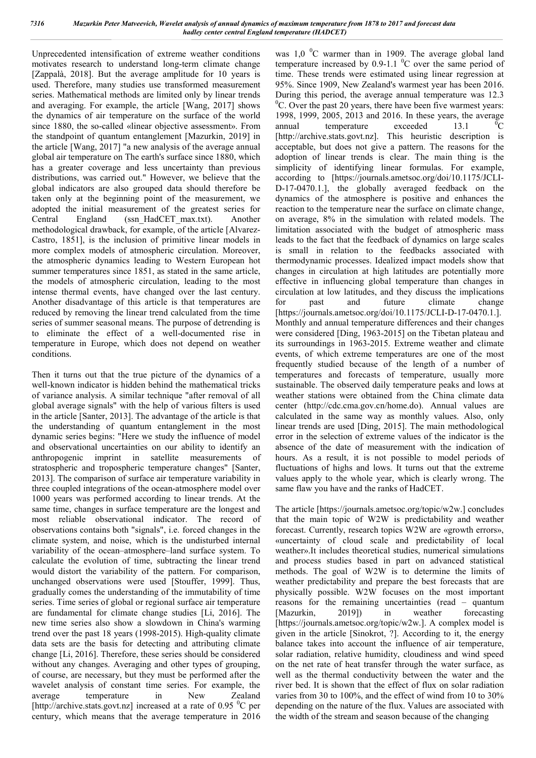Unprecedented intensification of extreme weather conditions motivates research to understand long-term climate change [Zappalà, 2018]. But the average amplitude for 10 years is used. Therefore, many studies use transformed measurement series. Mathematical methods are limited only by linear trends and averaging. For example, the article [Wang, 2017] shows the dynamics of air temperature on the surface of the world since 1880, the so-called «linear objective assessment». From the standpoint of quantum entanglement [Mazurkin, 2019] in the article [Wang, 2017] "a new analysis of the average annual global air temperature on The earth's surface since 1880, which has a greater coverage and less uncertainty than previous distributions, was carried out." However, we believe that the global indicators are also grouped data should therefore be taken only at the beginning point of the measurement, we adopted the initial measurement of the greatest series for Central England (ssn_HadCET_max.txt). Another methodological drawback, for example, of the article [Alvarez-Castro, 1851], is the inclusion of primitive linear models in more complex models of atmospheric circulation. Moreover, the atmospheric dynamics leading to Western European hot summer temperatures since 1851, as stated in the same article, the models of atmospheric circulation, leading to the most intense thermal events, have changed over the last century. Another disadvantage of this article is that temperatures are reduced by removing the linear trend calculated from the time series of summer seasonal means. The purpose of detrending is to eliminate the effect of a well-documented rise in temperature in Europe, which does not depend on weather conditions.

Then it turns out that the true picture of the dynamics of a well-known indicator is hidden behind the mathematical tricks of variance analysis. A similar technique "after removal of all global average signals" with the help of various filters is used in the article [Santer, 2013]. The advantage of the article is that the understanding of quantum entanglement in the most dynamic series begins: "Here we study the influence of model and observational uncertainties on our ability to identify an anthropogenic imprint in satellite measurements of stratospheric and tropospheric temperature changes" [Santer, 2013]. The comparison of surface air temperature variability in three coupled integrations of the ocean-atmosphere model over 1000 years was performed according to linear trends. At the same time, changes in surface temperature are the longest and most reliable observational indicator. The record of observations contains both "signals", i.e. forced changes in the climate system, and noise, which is the undisturbed internal variability of the ocean–atmosphere–land surface system. To calculate the evolution of time, subtracting the linear trend would distort the variability of the pattern. For comparison, unchanged observations were used [Stouffer, 1999]. Thus, gradually comes the understanding of the immutability of time series. Time series of global or regional surface air temperature are fundamental for climate change studies [Li, 2016]. The new time series also show a slowdown in China's warming trend over the past 18 years (1998-2015). High-quality climate data sets are the basis for detecting and attributing climate change [Li, 2016]. Therefore, these series should be considered without any changes. Averaging and other types of grouping, of course, are necessary, but they must be performed after the wavelet analysis of constant time series. For example, the average temperature in New Zealand [http://archive.stats.govt.nz] increased at a rate of 0.95 $^0$C per century, which means that the average temperature in 2016 was 1,0 $^0$C warmer than in 1909. The average global land temperature increased by 0.9-1.1 $^0$C over the same period of time. These trends were estimated using linear regression at 95%. Since 1909, New Zealand's warmest year has been 2016. During this period, the average annual temperature was 12.3 $^0$C. Over the past 20 years, there have been five warmest years: 1998, 1999, 2005, 2013 and 2016. In these years, the average annual temperature exceeded 13.1 $^0$C [http://archive.stats.govt.nz]. This heuristic description is acceptable, but does not give a pattern. The reasons for the adoption of linear trends is clear. The main thing is the simplicity of identifying linear formulas. For example, according to [https://journals.ametsoc.org/doi/10.1175/JCLI-D-17-0470.1.], the globally averaged feedback on the dynamics of the atmosphere is positive and enhances the reaction to the temperature near the surface on climate change, on average, 8% in the simulation with related models. The limitation associated with the budget of atmospheric mass leads to the fact that the feedback of dynamics on large scales is small in relation to the feedbacks associated with thermodynamic processes. Idealized impact models show that changes in circulation at high latitudes are potentially more effective in influencing global temperature than changes in circulation at low latitudes, and they discuss the implications for past and future climate change [https://journals.ametsoc.org/doi/10.1175/JCLI-D-17-0470.1.]. Monthly and annual temperature differences and their changes were considered [Ding, 1963-2015] on the Tibetan plateau and its surroundings in 1963-2015. Extreme weather and climate events, of which extreme temperatures are one of the most frequently studied because of the length of a number of temperatures and forecasts of temperature, usually more sustainable. The observed daily temperature peaks and lows at weather stations were obtained from the China climate data center (http://cdc.cma.gov.cn/home.do). Annual values are calculated in the same way as monthly values. Also, only linear trends are used [Ding, 2015]. The main methodological error in the selection of extreme values of the indicator is the absence of the date of measurement with the indication of hours. As a result, it is not possible to model periods of fluctuations of highs and lows. It turns out that the extreme values apply to the whole year, which is clearly wrong. The same flaw you have and the ranks of HadCET.

The article [https://journals.ametsoc.org/topic/w2w.] concludes that the main topic of W2W is predictability and weather forecast. Currently, research topics W2W are «growth errors», «uncertainty of cloud scale and predictability of local weather».It includes theoretical studies, numerical simulations and process studies based in part on advanced statistical methods. The goal of W2W is to determine the limits of weather predictability and prepare the best forecasts that are physically possible. W2W focuses on the most important reasons for the remaining uncertainties (read – quantum [Mazurkin, 2019]) in weather forecasting [https://journals.ametsoc.org/topic/w2w.]. A complex model is given in the article [Sinokrot, ?]. According to it, the energy balance takes into account the influence of air temperature, solar radiation, relative humidity, cloudiness and wind speed on the net rate of heat transfer through the water surface, as well as the thermal conductivity between the water and the river bed. It is shown that the effect of flux on solar radiation varies from 30 to 100%, and the effect of wind from 10 to 30% depending on the nature of the flux. Values are associated with the width of the stream and season because of the changing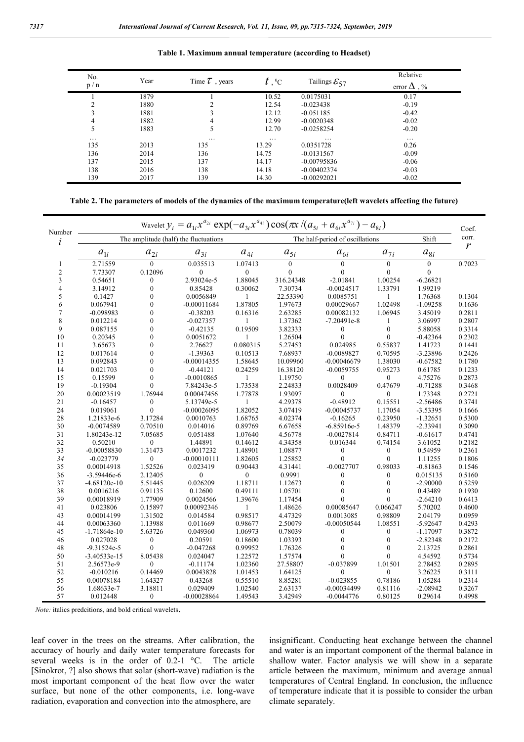**Table 1. Maximum annual temperature (according to Headset)**

| No. p / n | Year | Time $\tau$ , years | $t$ , °C | Tailings $\varepsilon_{57}$ | Relative error $\Delta$ , % |
|---|---|---|---|---|---|
| 1 | 1879 | 1 | 10.52 | 0.0175031 | 0.17 |
| 2 | 1880 | 2 | 12.54 | -0.023438 | -0.19 |
| 3 | 1881 | 3 | 12.12 | -0.051185 | -0.42 |
| 4 | 1882 | 4 | 12.99 | -0.0020348 | -0.02 |
| 5 | 1883 | 5 | 12.70 | -0.0258254 | -0.20 |
| … | | … | … | … | … |
| 135 | 2013 | 135 | 13.29 | 0.0351728 | 0.26 |
| 136 | 2014 | 136 | 14.75 | -0.0131567 | -0.09 |
| 137 | 2015 | 137 | 14.17 | -0.00795836 | -0.06 |
| 138 | 2016 | 138 | 14.18 | -0.00402374 | -0.03 |
| 139 | 2017 | 139 | 14.30 | -0.00292021 | -0.02 |

**Table 2. The parameters of models of the dynamics of the maximum temperature(left wavelets affecting the future)**

| Number $i$ | Wavelet $y_i = a_{1i}x^{a_{2i}} \exp(-a_{3i}x^{a_{4i}}) \cos(\pi x / (a_{5i} + a_{6i}x^{a_{7i}}) - a_{8i})$ | | | | | | | | Coef. corr. $r$ |
|---|---|---|---|---|---|---|---|---|---|
| | The amplitude (half) the fluctuations | | | | The half-period of oscillations | | | Shift | |
| | $a_{1i}$ | $a_{2i}$ | $a_{3i}$ | $a_{4i}$ | $a_{5i}$ | $a_{6i}$ | $a_{7i}$ | $a_{8i}$ | |
| 1 | 2.71559 | 0 | 0.035513 | 1.07413 | 0 | 0 | 0 | 0 | 0.7023 |
| 2 | 7.73307 | 0.12096 | 0 | 0 | 0 | 0 | 0 | 0 | |
| 3 | 0.54651 | 0 | 2.93024e-5 | 1.88045 | 316.24348 | -2.01841 | 1.00254 | -6.26821 | |
| 4 | 3.14912 | 0 | 0.85428 | 0.30062 | 7.30734 | -0.0024517 | 1.33791 | 1.99219 | |
| 5 | 0.1427 | 0 | 0.0056849 | 1 | 22.53390 | 0.0085751 | 1 | 1.76368 | 0.1304 |
| *6* | *0.067941* | *0* | *-0.00011684* | *1.87805* | *1.97673* | *0.00029667* | *1.02498* | *-1.09258* | *0.1636* |
| 7 | -0.098983 | 0 | -0.38203 | 0.16316 | 2.63285 | 0.00082132 | 1.06945 | 3.45019 | 0.2811 |
| 8 | 0.012214 | 0 | -0.027357 | 1 | 1.37362 | -7.20491e-8 | 1 | 3.06997 | 0.2807 |
| 9 | 0.087155 | 0 | -0.42135 | 0.19509 | 3.82333 | 0 | 0 | 5.88058 | 0.3314 |
| 10 | 0.20345 | 0 | 0.0051672 | 1 | 1.26504 | 0 | 0 | -0.42364 | 0.2302 |
| 11 | 3.65673 | 0 | 2.76627 | 0.080315 | 5.27453 | 0.024985 | 0.55837 | 1.41723 | 0.1441 |
| 12 | 0.017614 | 0 | -1.39363 | 0.10513 | 7.68937 | -0.0089827 | 0.70595 | -3.23896 | 0.2426 |
| 13 | 0.092843 | 0 | -0.00014355 | 1.58645 | 10.09960 | -0.00046679 | 1.38030 | -0.67582 | 0.1780 |
| 14 | 0.021703 | 0 | -0.44121 | 0.24259 | 16.38120 | -0.0059755 | 0.95273 | 0.61785 | 0.1233 |
| 15 | 0.15599 | 0 | -0.0010865 | 1 | 1.19750 | 0 | 0 | 4.75276 | 0.2873 |
| 19 | -0.19304 | 0 | 7.84243e-5 | 1.73538 | 2.24833 | 0.0028409 | 0.47679 | -0.71288 | 0.3468 |
| 20 | 0.00023519 | 1.76944 | 0.00047456 | 1.77878 | 1.93097 | 0 | 0 | 1.73348 | 0.2721 |
| 21 | -0.16457 | 0 | 5.13749e-5 | 1 | 4.29378 | -0.48912 | 0.15551 | -2.56486 | 0.3741 |
| 24 | 0.019061 | 0 | -0.00026095 | 1.82052 | 3.07419 | -0.00045737 | 1.17054 | -3.53395 | 0.1666 |
| 28 | 1.21833e-6 | 3.17284 | 0.0010763 | 1.68765 | 4.02374 | -0.16265 | 0.23950 | -1.32651 | 0.5300 |
| 30 | -0.0074589 | 0.70510 | 0.014016 | 0.89769 | 6.67658 | -6.85916e-5 | 1.48379 | -2.33941 | 0.3090 |
| 31 | 1.80243e-12 | 7.05685 | 0.051488 | 1.07640 | 4.56778 | -0.0027814 | 0.84711 | -0.61617 | 0.4741 |
| 32 | 0.50210 | 0 | 1.44891 | 0.14612 | 4.34358 | 0.016344 | 0.74154 | 3.61052 | 0.2182 |
| 33 | -0.00058830 | 1.31473 | 0.0017232 | 1.48901 | 1.08877 | 0 | 0 | 0.54959 | 0.2361 |
| *34* | *-0.023779* | *0* | *-0.00010111* | *1.82605* | *1.25852* | *0* | *0* | *1.11255* | *0.1806* |
| 35 | 0.00014918 | 1.52526 | 0.023419 | 0.90443 | 4.31441 | -0.0027707 | 0.98033 | -0.81863 | 0.1546 |
| 36 | -3.59446e-6 | 2.12405 | 0 | 0 | 0.9991 | 0 | 0 | 0.015135 | 0.5160 |
| 37 | -4.68120e-10 | 5.51445 | 0.026209 | 1.18711 | 1.12673 | 0 | 0 | -2.90000 | 0.5259 |
| 38 | 0.0016216 | 0.91135 | 0.12600 | 0.49111 | 1.05701 | 0 | 0 | 0.43489 | 0.1930 |
| 39 | 0.00018919 | 1.77909 | 0.0024566 | 1.39676 | 1.17454 | 0 | 0 | -2.64210 | 0.6413 |
| 41 | 0.023806 | 0.15897 | 0.00092346 | 1 | 1.48626 | 0.00085647 | 0.066247 | 5.70202 | 0.4600 |
| 43 | 0.00014199 | 1.31502 | 0.014584 | 0.98517 | 4.47329 | 0.0013085 | 0.98809 | 2.04179 | 0.0959 |
| 44 | 0.00063360 | 1.13988 | 0.011669 | 0.98677 | 2.50079 | -0.00050544 | 1.08551 | -5.92647 | 0.4293 |
| 45 | -1.71864e-10 | 5.63726 | 0.049360 | 1.06973 | 0.78039 | 0 | 0 | -1.17097 | 0.3872 |
| 46 | 0.027028 | 0 | 0.20591 | 0.18600 | 1.03393 | 0 | 0 | -2.82348 | 0.2172 |
| 48 | -9.31524e-5 | 0 | -0.047268 | 0.99952 | 1.76326 | 0 | 0 | 2.13725 | 0.2861 |
| 50 | -3.40533e-15 | 8.05438 | 0.024047 | 1.22572 | 1.57574 | 0 | 0 | 4.54592 | 0.5734 |
| 51 | 2.56573e-9 | 0 | -0.11174 | 1.02360 | 27.58807 | -0.037899 | 1.01501 | 2.78452 | 0.2895 |
| 52 | -0.010216 | 0.14469 | 0.0043828 | 1.01453 | 1.64125 | 0 | 0 | 3.26225 | 0.3111 |
| 55 | 0.00078184 | 1.64327 | 0.43268 | 0.55510 | 8.85281 | -0.023855 | 0.78186 | 1.05284 | 0.2314 |
| 56 | 1.68633e-7 | 3.18811 | 0.029409 | 1.02540 | 2.63137 | -0.00034499 | 0.81116 | -2.08942 | 0.3267 |
| 57 | 0.012448 | 0 | -0.00028864 | 1.49543 | 3.42949 | -0.0044776 | 0.80125 | 0.29614 | 0.4998 |

*Note:* italics predcitions, and bold critical wavelets.

leaf cover in the trees on the streams. After calibration, the accuracy of hourly and daily water temperature forecasts for several weeks is in the order of 0.2-1 °C. The article [Sinokrot, ?] also shows that solar (short-wave) radiation is the most important component of the heat flow over the water surface, but none of the other components, i.e. long-wave radiation, evaporation and convection into the atmosphere, are insignificant. Conducting heat exchange between the channel and water is an important component of the thermal balance in shallow water. Factor analysis we will show in a separate article between the maximum, minimum and average annual temperatures of Central England. In conclusion, the influence of temperature indicate that it is possible to consider the urban climate separately.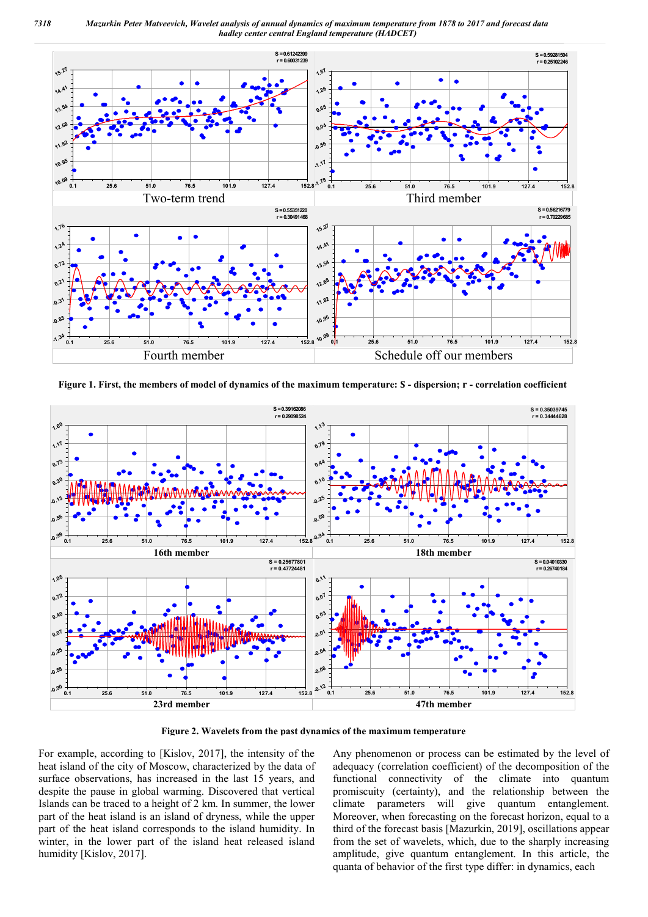Figure 1. First, the members of model of dynamics of the maximum temperature: S - dispersion; r - correlation coefficient

Figure 2. Wavelets from the past dynamics of the maximum temperature

For example, according to [Kislov, 2017], the intensity of the heat island of the city of Moscow, characterized by the data of surface observations, has increased in the last 15 years, and despite the pause in global warming. Discovered that vertical Islands can be traced to a height of 2 km. In summer, the lower part of the heat island is an island of dryness, while the upper part of the heat island corresponds to the island humidity. In winter, in the lower part of the island heat released island humidity [Kislov, 2017].

Any phenomenon or process can be estimated by the level of adequacy (correlation coefficient) of the decomposition of the functional connectivity of the climate into quantum promiscuity (certainty), and the relationship between the climate parameters will give quantum entanglement. Moreover, when forecasting on the forecast horizon, equal to a third of the forecast basis [Mazurkin, 2019], oscillations appear from the set of wavelets, which, due to the sharply increasing amplitude, give quantum entanglement. In this article, the quanta of behavior of the first type differ: in dynamics, each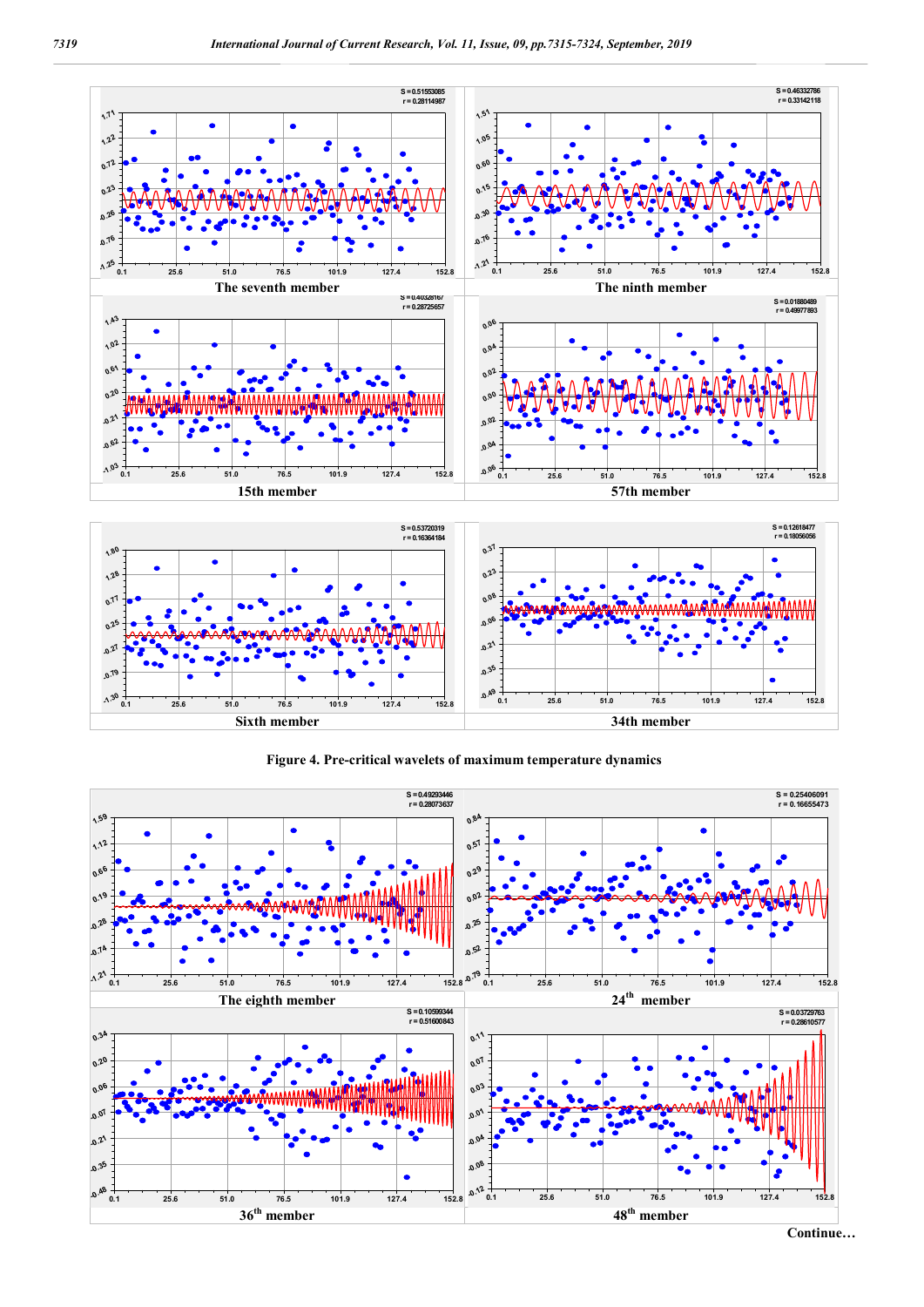The seventh member

The ninth member

15th member

57th member

Sixth member

34th member

**Figure 4. Pre-critical wavelets of maximum temperature dynamics**

The eighth member

24[th] member

36[th] member

48[th] member

Continue…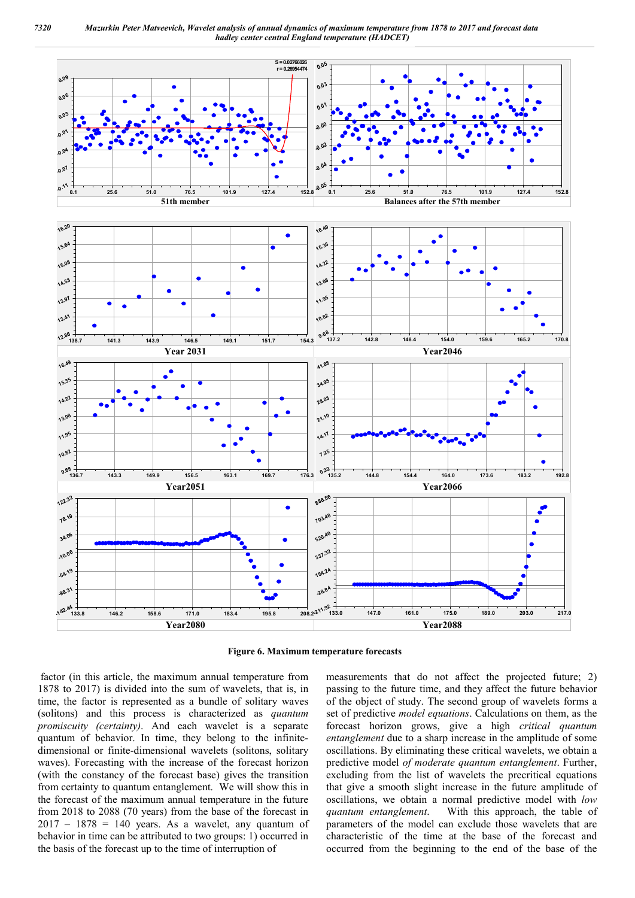**Figure 6. Maximum temperature forecasts**

factor (in this article, the maximum annual temperature from 1878 to 2017) is divided into the sum of wavelets, that is, in time, the factor is represented as a bundle of solitary waves (solitons) and this process is characterized as *quantum promiscuity (certainty)*. And each wavelet is a separate quantum of behavior. In time, they belong to the infinite-dimensional or finite-dimensional wavelets (solitons, solitary waves). Forecasting with the increase of the forecast horizon (with the constancy of the forecast base) gives the transition from certainty to quantum entanglement. We will show this in the forecast of the maximum annual temperature in the future from 2018 to 2088 (70 years) from the base of the forecast in 2017 – 1878 = 140 years. As a wavelet, any quantum of behavior in time can be attributed to two groups: 1) occurred in the basis of the forecast up to the time of interruption of measurements that do not affect the projected future; 2) passing to the future time, and they affect the future behavior of the object of study. The second group of wavelets forms a set of predictive *model equations*. Calculations on them, as the forecast horizon grows, give a high *critical quantum entanglement* due to a sharp increase in the amplitude of some oscillations. By eliminating these critical wavelets, we obtain a predictive model *of moderate quantum entanglement*. Further, excluding from the list of wavelets the precritical equations that give a smooth slight increase in the future amplitude of oscillations, we obtain a normal predictive model with *low quantum entanglement*. With this approach, the table of parameters of the model can exclude those wavelets that are characteristic of the time at the base of the forecast and occurred from the beginning to the end of the base of the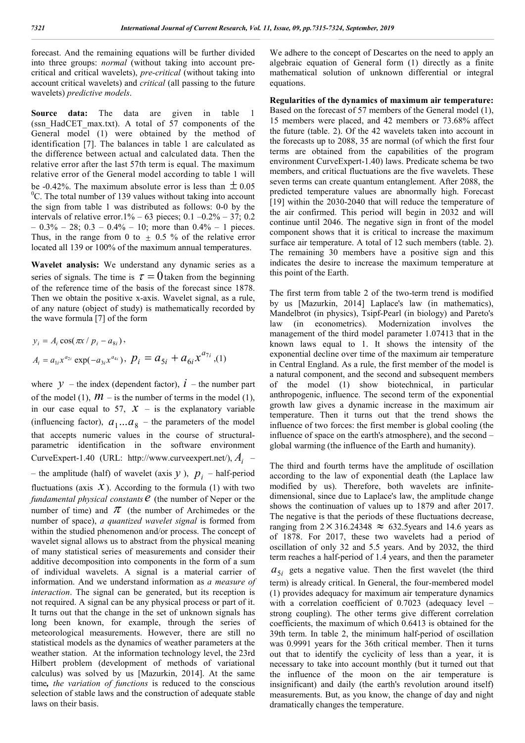forecast. And the remaining equations will be further divided into three groups: *normal* (without taking into account pre-critical and critical wavelets), *pre-critical* (without taking into account critical wavelets) and *critical* (all passing to the future wavelets) *predictive models*.

**Source data:** The data are given in table 1 (ssn_HadCET_max.txt). A total of 57 components of the General model (1) were obtained by the method of identification [7]. The balances in table 1 are calculated as the difference between actual and calculated data. Then the relative error after the last 57th term is equal. The maximum relative error of the General model according to table 1 will be -0.42%. The maximum absolute error is less than $\pm 0.05$ $^0$C. The total number of 139 values without taking into account the sign from table 1 was distributed as follows: 0-0 by the intervals of relative error.1% – 63 pieces; 0.1 –0.2% – 37; 0.2 – 0.3% – 28; 0.3 – 0.4% – 10; more than 0.4% – 1 pieces. Thus, in the range from 0 to $\pm$ 0.5 % of the relative error located all 139 or 100% of the maximum annual temperatures.

**Wavelet analysis:** We understand any dynamic series as a series of signals. The time is $\tau = 0$ taken from the beginning of the reference time of the basis of the forecast since 1878. Then we obtain the positive x-axis. Wavelet signal, as a rule, of any nature (object of study) is mathematically recorded by the wave formula [7] of the form

$$y_i = A_i \cos(\pi x / p_i - a_{8i}),$$

$$A_i = a_{1i} x^{a_{2i}} \exp(-a_{3i} x^{a_{4i}}), \; p_i = a_{5i} + a_{6i} x^{a_{7i}}, \quad (1)$$

where $y$ – the index (dependent factor), $i$ – the number part of the model (1), $m$ – is the number of terms in the model (1), in our case equal to 57, $x$ – is the explanatory variable (influencing factor), $a_1 ... a_8$ – the parameters of the model that accepts numeric values in the course of structural-parametric identification in the software environment CurveExpert-1.40 (URL: http://www.curveexpert.net/), $A_i$ – – the amplitude (half) of wavelet (axis $y$), $p_i$ – half-period fluctuations (axis $x$). According to the formula (1) with two *fundamental physical constants* $e$ (the number of Neper or the number of time) and $\pi$ (the number of Archimedes or the number of space), *a quantized wavelet signal* is formed from within the studied phenomenon and/or process. The concept of wavelet signal allows us to abstract from the physical meaning of many statistical series of measurements and consider their additive decomposition into components in the form of a sum of individual wavelets. A signal is a material carrier of information. And we understand information as *a measure of interaction*. The signal can be generated, but its reception is not required. A signal can be any physical process or part of it. It turns out that the change in the set of unknown signals has long been known, for example, through the series of meteorological measurements. However, there are still no statistical models as the dynamics of weather parameters at the weather station. At the information technology level, the 23rd Hilbert problem (development of methods of variational calculus) was solved by us [Mazurkin, 2014]. At the same time, *the variation of functions* is reduced to the conscious selection of stable laws and the construction of adequate stable laws on their basis.

We adhere to the concept of Descartes on the need to apply an algebraic equation of General form (1) directly as a finite mathematical solution of unknown differential or integral equations.

**Regularities of the dynamics of maximum air temperature:** Based on the forecast of 57 members of the General model (1), 15 members were placed, and 42 members or 73.68% affect the future (table. 2). Of the 42 wavelets taken into account in the forecasts up to 2088, 35 are normal (of which the first four terms are obtained from the capabilities of the program environment CurveExpert-1.40) laws. Predicate schema be two members, and critical fluctuations are the five wavelets. These seven terms can create quantum entanglement. After 2088, the predicted temperature values are abnormally high. Forecast [19] within the 2030-2040 that will reduce the temperature of the air confirmed. This period will begin in 2032 and will continue until 2046. The negative sign in front of the model component shows that it is critical to increase the maximum surface air temperature. A total of 12 such members (table. 2). The remaining 30 members have a positive sign and this indicates the desire to increase the maximum temperature at this point of the Earth.

The first term from table 2 of the two-term trend is modified by us [Mazurkin, 2014] Laplace's law (in mathematics), Mandelbrot (in physics), Tsipf-Pearl (in biology) and Pareto's law (in econometrics). Modernization involves the management of the third model parameter 1.07413 that in the known laws equal to 1. It shows the intensity of the exponential decline over time of the maximum air temperature in Central England. As a rule, the first member of the model is a natural component, and the second and subsequent members of the model (1) show biotechnical, in particular anthropogenic, influence. The second term of the exponential growth law gives a dynamic increase in the maximum air temperature. Then it turns out that the trend shows the influence of two forces: the first member is global cooling (the influence of space on the earth's atmosphere), and the second – global warming (the influence of the Earth and humanity).

The third and fourth terms have the amplitude of oscillation according to the law of exponential death (the Laplace law modified by us). Therefore, both wavelets are infinite-dimensional, since due to Laplace's law, the amplitude change shows the continuation of values up to 1879 and after 2017. The negative is that the periods of these fluctuations decrease, ranging from $2 \times 316.24348 \approx 632.5$years and 14.6 years as of 1878. For 2017, these two wavelets had a period of oscillation of only 32 and 5.5 years. And by 2032, the third term reaches a half-period of 1.4 years, and then the parameter $a_{5i}$ gets a negative value. Then the first wavelet (the third term) is already critical. In General, the four-membered model (1) provides adequacy for maximum air temperature dynamics with a correlation coefficient of 0.7023 (adequacy level – strong coupling). The other terms give different correlation coefficients, the maximum of which 0.6413 is obtained for the 39th term. In table 2, the minimum half-period of oscillation was 0.9991 years for the 36th critical member. Then it turns out that to identify the cyclicity of less than a year, it is necessary to take into account monthly (but it turned out that the influence of the moon on the air temperature is insignificant) and daily (the earth's revolution around itself) measurements. But, as you know, the change of day and night dramatically changes the temperature.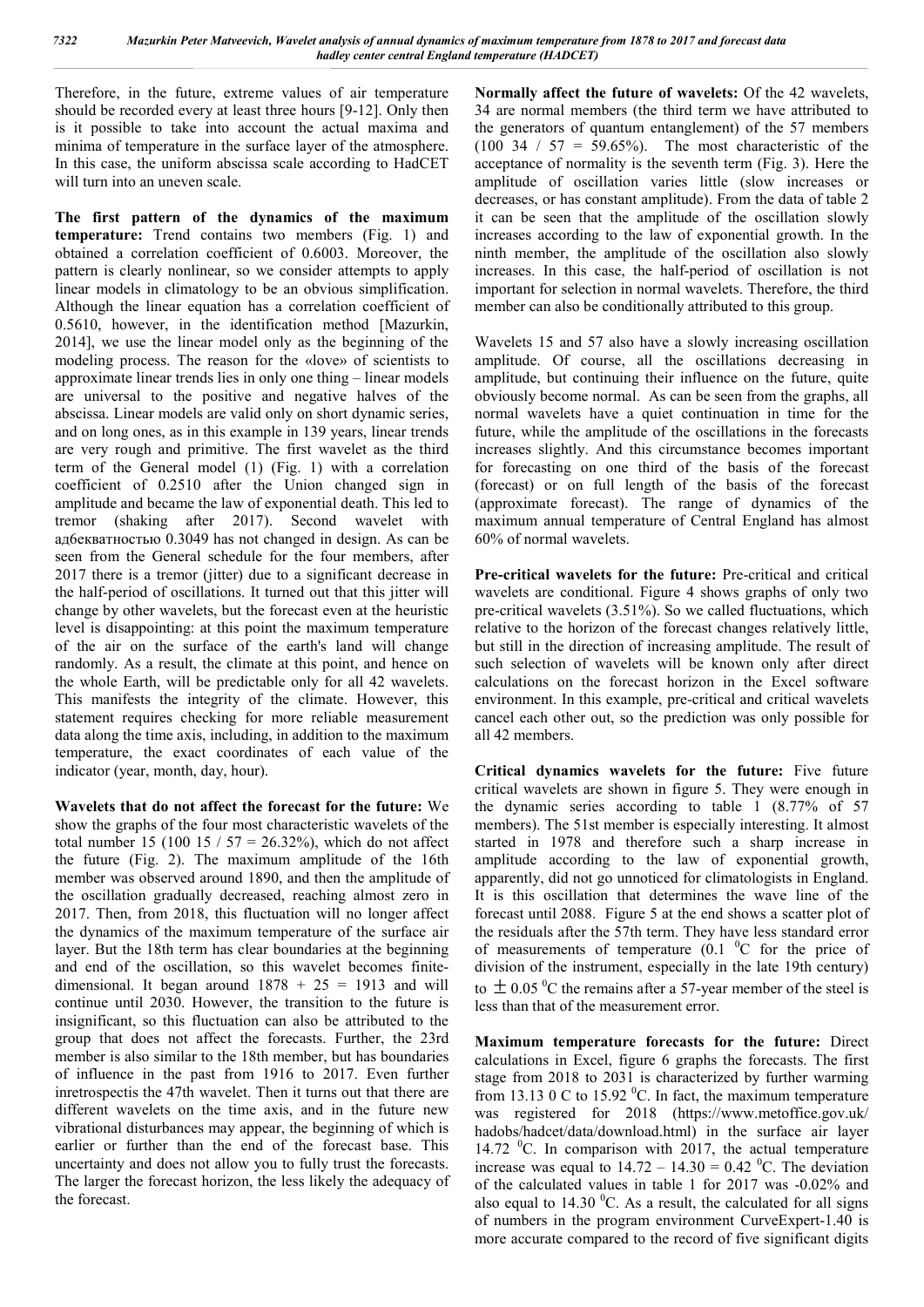Therefore, in the future, extreme values of air temperature should be recorded every at least three hours [9-12]. Only then is it possible to take into account the actual maxima and minima of temperature in the surface layer of the atmosphere. In this case, the uniform abscissa scale according to HadCET will turn into an uneven scale.

**The first pattern of the dynamics of the maximum temperature:** Trend contains two members (Fig. 1) and obtained a correlation coefficient of 0.6003. Moreover, the pattern is clearly nonlinear, so we consider attempts to apply linear models in climatology to be an obvious simplification. Although the linear equation has a correlation coefficient of 0.5610, however, in the identification method [Mazurkin, 2014], we use the linear model only as the beginning of the modeling process. The reason for the «love» of scientists to approximate linear trends lies in only one thing – linear models are universal to the positive and negative halves of the abscissa. Linear models are valid only on short dynamic series, and on long ones, as in this example in 139 years, linear trends are very rough and primitive. The first wavelet as the third term of the General model (1) (Fig. 1) with a correlation coefficient of 0.2510 after the Union changed sign in amplitude and became the law of exponential death. This led to tremor (shaking after 2017). Second wavelet with адбекватностью 0.3049 has not changed in design. As can be seen from the General schedule for the four members, after 2017 there is a tremor (jitter) due to a significant decrease in the half-period of oscillations. It turned out that this jitter will change by other wavelets, but the forecast even at the heuristic level is disappointing: at this point the maximum temperature of the air on the surface of the earth's land will change randomly. As a result, the climate at this point, and hence on the whole Earth, will be predictable only for all 42 wavelets. This manifests the integrity of the climate. However, this statement requires checking for more reliable measurement data along the time axis, including, in addition to the maximum temperature, the exact coordinates of each value of the indicator (year, month, day, hour).

**Wavelets that do not affect the forecast for the future:** We show the graphs of the four most characteristic wavelets of the total number 15 (100 15 / 57 = 26.32%), which do not affect the future (Fig. 2). The maximum amplitude of the 16th member was observed around 1890, and then the amplitude of the oscillation gradually decreased, reaching almost zero in 2017. Then, from 2018, this fluctuation will no longer affect the dynamics of the maximum temperature of the surface air layer. But the 18th term has clear boundaries at the beginning and end of the oscillation, so this wavelet becomes finite-dimensional. It began around 1878 + 25 = 1913 and will continue until 2030. However, the transition to the future is insignificant, so this fluctuation can also be attributed to the group that does not affect the forecasts. Further, the 23rd member is also similar to the 18th member, but has boundaries of influence in the past from 1916 to 2017. Even further inretrospectis the 47th wavelet. Then it turns out that there are different wavelets on the time axis, and in the future new vibrational disturbances may appear, the beginning of which is earlier or further than the end of the forecast base. This uncertainty and does not allow you to fully trust the forecasts. The larger the forecast horizon, the less likely the adequacy of the forecast.

**Normally affect the future of wavelets:** Of the 42 wavelets, 34 are normal members (the third term we have attributed to the generators of quantum entanglement) of the 57 members (100 34 / 57 = 59.65%). The most characteristic of the acceptance of normality is the seventh term (Fig. 3). Here the amplitude of oscillation varies little (slow increases or decreases, or has constant amplitude). From the data of table 2 it can be seen that the amplitude of the oscillation slowly increases according to the law of exponential growth. In the ninth member, the amplitude of the oscillation also slowly increases. In this case, the half-period of oscillation is not important for selection in normal wavelets. Therefore, the third member can also be conditionally attributed to this group.

Wavelets 15 and 57 also have a slowly increasing oscillation amplitude. Of course, all the oscillations decreasing in amplitude, but continuing their influence on the future, quite obviously become normal. As can be seen from the graphs, all normal wavelets have a quiet continuation in time for the future, while the amplitude of the oscillations in the forecasts increases slightly. And this circumstance becomes important for forecasting on one third of the basis of the forecast (forecast) or on full length of the basis of the forecast (approximate forecast). The range of dynamics of the maximum annual temperature of Central England has almost 60% of normal wavelets.

**Pre-critical wavelets for the future:** Pre-critical and critical wavelets are conditional. Figure 4 shows graphs of only two pre-critical wavelets (3.51%). So we called fluctuations, which relative to the horizon of the forecast changes relatively little, but still in the direction of increasing amplitude. The result of such selection of wavelets will be known only after direct calculations on the forecast horizon in the Excel software environment. In this example, pre-critical and critical wavelets cancel each other out, so the prediction was only possible for all 42 members.

**Critical dynamics wavelets for the future:** Five future critical wavelets are shown in figure 5. They were enough in the dynamic series according to table 1 (8.77% of 57 members). The 51st member is especially interesting. It almost started in 1978 and therefore such a sharp increase in amplitude according to the law of exponential growth, apparently, did not go unnoticed for climatologists in England. It is this oscillation that determines the wave line of the forecast until 2088. Figure 5 at the end shows a scatter plot of the residuals after the 57th term. They have less standard error of measurements of temperature (0.1 $^0$C for the price of division of the instrument, especially in the late 19th century) to $\pm$ 0.05 $^0$C the remains after a 57-year member of the steel is less than that of the measurement error.

**Maximum temperature forecasts for the future:** Direct calculations in Excel, figure 6 graphs the forecasts. The first stage from 2018 to 2031 is characterized by further warming from 13.13 0 C to 15.92 $^0$C. In fact, the maximum temperature was registered for 2018 (https://www.metoffice.gov.uk/hadobs/hadcet/data/download.html) in the surface air layer 14.72 $^0$C. In comparison with 2017, the actual temperature increase was equal to 14.72 – 14.30 = 0.42 $^0$C. The deviation of the calculated values in table 1 for 2017 was -0.02% and also equal to 14.30 $^0$C. As a result, the calculated for all signs of numbers in the program environment CurveExpert-1.40 is more accurate compared to the record of five significant digits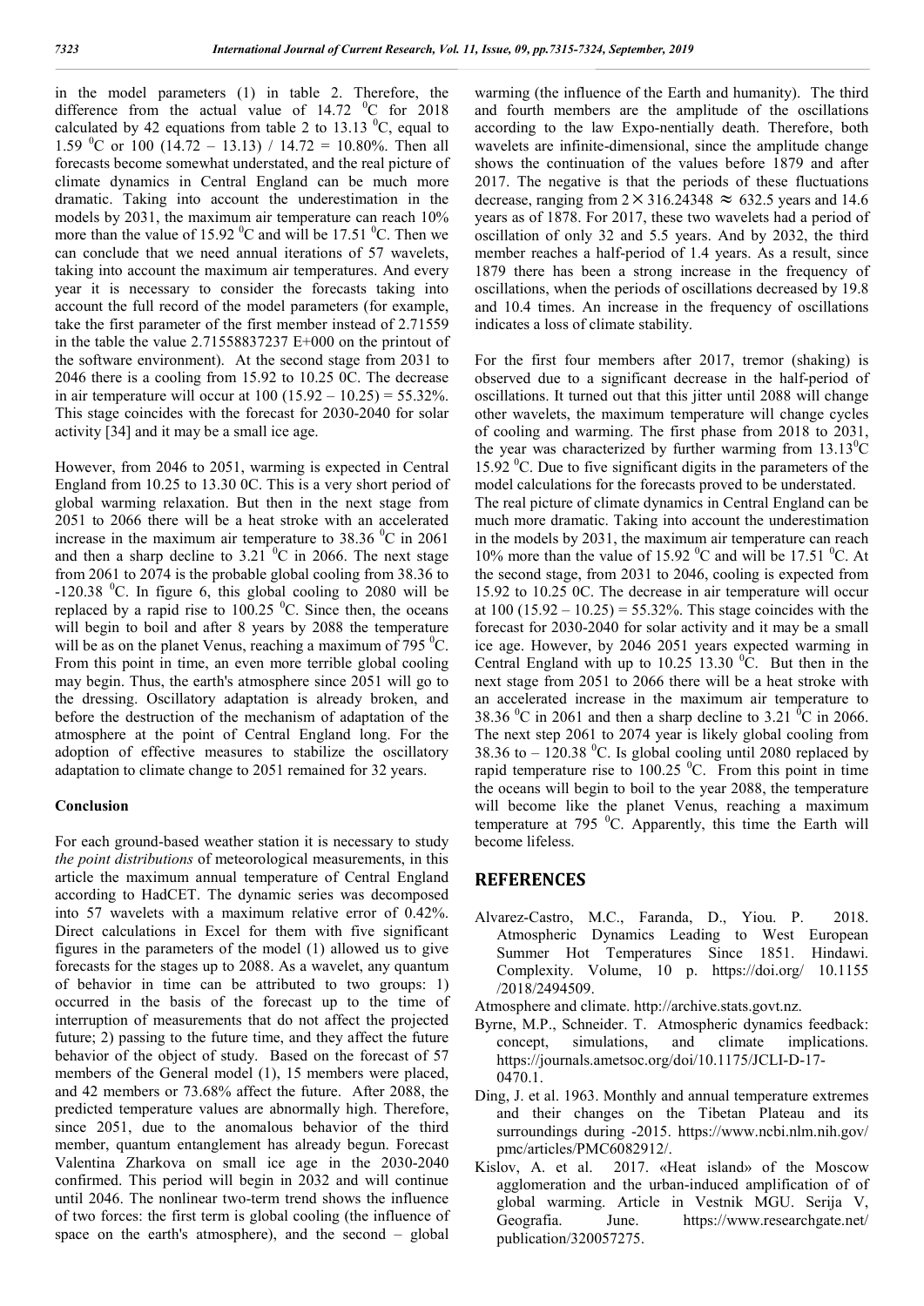in the model parameters (1) in table 2. Therefore, the difference from the actual value of 14.72 $^0$C for 2018 calculated by 42 equations from table 2 to 13.13 $^0$C, equal to 1.59 $^0$C or 100 (14.72 – 13.13) / 14.72 = 10.80%. Then all forecasts become somewhat understated, and the real picture of climate dynamics in Central England can be much more dramatic. Taking into account the underestimation in the models by 2031, the maximum air temperature can reach 10% more than the value of 15.92 $^0$C and will be 17.51 $^0$C. Then we can conclude that we need annual iterations of 57 wavelets, taking into account the maximum air temperatures. And every year it is necessary to consider the forecasts taking into account the full record of the model parameters (for example, take the first parameter of the first member instead of 2.71559 in the table the value 2.71558837237 E+000 on the printout of the software environment). At the second stage from 2031 to 2046 there is a cooling from 15.92 to 10.25 0C. The decrease in air temperature will occur at 100 (15.92 – 10.25) = 55.32%. This stage coincides with the forecast for 2030-2040 for solar activity [34] and it may be a small ice age.

However, from 2046 to 2051, warming is expected in Central England from 10.25 to 13.30 0C. This is a very short period of global warming relaxation. But then in the next stage from 2051 to 2066 there will be a heat stroke with an accelerated increase in the maximum air temperature to 38.36 $^0$C in 2061 and then a sharp decline to 3.21 $^0$C in 2066. The next stage from 2061 to 2074 is the probable global cooling from 38.36 to -120.38 $^0$C. In figure 6, this global cooling to 2080 will be replaced by a rapid rise to 100.25 $^0$C. Since then, the oceans will begin to boil and after 8 years by 2088 the temperature will be as on the planet Venus, reaching a maximum of 795 $^0$C. From this point in time, an even more terrible global cooling may begin. Thus, the earth's atmosphere since 2051 will go to the dressing. Oscillatory adaptation is already broken, and before the destruction of the mechanism of adaptation of the atmosphere at the point of Central England long. For the adoption of effective measures to stabilize the oscillatory adaptation to climate change to 2051 remained for 32 years.

## Conclusion

For each ground-based weather station it is necessary to study *the point distributions* of meteorological measurements, in this article the maximum annual temperature of Central England according to HadCET. The dynamic series was decomposed into 57 wavelets with a maximum relative error of 0.42%. Direct calculations in Excel for them with five significant figures in the parameters of the model (1) allowed us to give forecasts for the stages up to 2088. As a wavelet, any quantum of behavior in time can be attributed to two groups: 1) occurred in the basis of the forecast up to the time of interruption of measurements that do not affect the projected future; 2) passing to the future time, and they affect the future behavior of the object of study. Based on the forecast of 57 members of the General model (1), 15 members were placed, and 42 members or 73.68% affect the future. After 2088, the predicted temperature values are abnormally high. Therefore, since 2051, due to the anomalous behavior of the third member, quantum entanglement has already begun. Forecast Valentina Zharkova on small ice age in the 2030-2040 confirmed. This period will begin in 2032 and will continue until 2046. The nonlinear two-term trend shows the influence of two forces: the first term is global cooling (the influence of space on the earth's atmosphere), and the second – global warming (the influence of the Earth and humanity). The third and fourth members are the amplitude of the oscillations according to the law Expo-nentially death. Therefore, both wavelets are infinite-dimensional, since the amplitude change shows the continuation of the values before 1879 and after 2017. The negative is that the periods of these fluctuations decrease, ranging from $2 \times 316.24348 \approx 632.5$ years and 14.6 years as of 1878. For 2017, these two wavelets had a period of oscillation of only 32 and 5.5 years. And by 2032, the third member reaches a half-period of 1.4 years. As a result, since 1879 there has been a strong increase in the frequency of oscillations, when the periods of oscillations decreased by 19.8 and 10.4 times. An increase in the frequency of oscillations indicates a loss of climate stability.

For the first four members after 2017, tremor (shaking) is observed due to a significant decrease in the half-period of oscillations. It turned out that this jitter until 2088 will change other wavelets, the maximum temperature will change cycles of cooling and warming. The first phase from 2018 to 2031, the year was characterized by further warming from 13.13$^0$C 15.92 $^0$C. Due to five significant digits in the parameters of the model calculations for the forecasts proved to be understated. The real picture of climate dynamics in Central England can be much more dramatic. Taking into account the underestimation in the models by 2031, the maximum air temperature can reach 10% more than the value of 15.92 $^0$C and will be 17.51 $^0$C. At the second stage, from 2031 to 2046, cooling is expected from 15.92 to 10.25 0C. The decrease in air temperature will occur at 100 (15.92 – 10.25) = 55.32%. This stage coincides with the forecast for 2030-2040 for solar activity and it may be a small ice age. However, by 2046 2051 years expected warming in Central England with up to 10.25 13.30 $^0$C. But then in the next stage from 2051 to 2066 there will be a heat stroke with an accelerated increase in the maximum air temperature to 38.36 $^0$C in 2061 and then a sharp decline to 3.21 $^0$C in 2066. The next step 2061 to 2074 year is likely global cooling from 38.36 to – 120.38 $^0$C. Is global cooling until 2080 replaced by rapid temperature rise to 100.25 $^0$C. From this point in time the oceans will begin to boil to the year 2088, the temperature will become like the planet Venus, reaching a maximum temperature at 795 $^0$C. Apparently, this time the Earth will become lifeless.

## REFERENCES

- Alvarez-Castro, M.C., Faranda, D., Yiou. P. 2018. Atmospheric Dynamics Leading to West European Summer Hot Temperatures Since 1851. Hindawi. Complexity. Volume, 10 p. https://doi.org/ 10.1155 /2018/2494509.
- Atmosphere and climate. http://archive.stats.govt.nz.
- Byrne, M.P., Schneider. T. Atmospheric dynamics feedback: concept, simulations, and climate implications. https://journals.ametsoc.org/doi/10.1175/JCLI-D-17-0470.1.
- Ding, J. et al. 1963. Monthly and annual temperature extremes and their changes on the Tibetan Plateau and its surroundings during -2015. https://www.ncbi.nlm.nih.gov/ pmc/articles/PMC6082912/.
- Kislov, A. et al. 2017. «Heat island» of the Moscow agglomeration and the urban-induced amplification of of global warming. Article in Vestnik MGU. Serija V, Geografia. June. https://www.researchgate.net/ publication/320057275.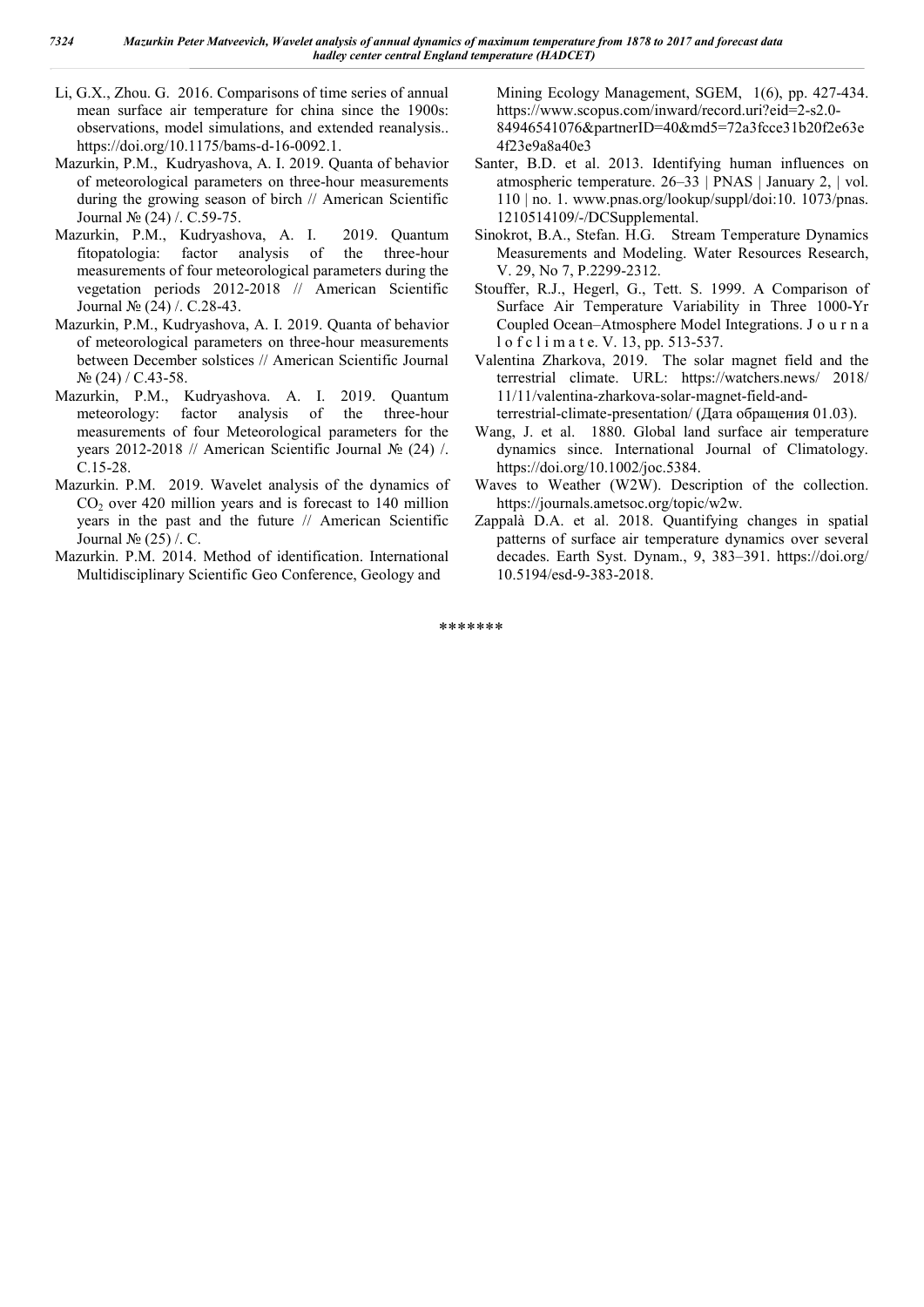Li, G.X., Zhou. G. 2016. Comparisons of time series of annual mean surface air temperature for china since the 1900s: observations, model simulations, and extended reanalysis.. https://doi.org/10.1175/bams-d-16-0092.1.

Mazurkin, P.M., Kudryashova, A. I. 2019. Quanta of behavior of meteorological parameters on three-hour measurements during the growing season of birch // American Scientific Journal № (24) /. C.59-75.

Mazurkin, P.M., Kudryashova, A. I. 2019. Quantum fitopatologia: factor analysis of the three-hour measurements of four meteorological parameters during the vegetation periods 2012-2018 // American Scientific Journal № (24) /. C.28-43.

Mazurkin, P.M., Kudryashova, A. I. 2019. Quanta of behavior of meteorological parameters on three-hour measurements between December solstices // American Scientific Journal № (24) / C.43-58.

Mazurkin, P.M., Kudryashova. A. I. 2019. Quantum meteorology: factor analysis of the three-hour measurements of four Meteorological parameters for the years 2012-2018 // American Scientific Journal № (24) /. C.15-28.

Mazurkin. P.M. 2019. Wavelet analysis of the dynamics of $CO_2$ over 420 million years and is forecast to 140 million years in the past and the future // American Scientific Journal № (25) /. C.

Mazurkin. P.M. 2014. Method of identification. International Multidisciplinary Scientific Geo Conference, Geology and Mining Ecology Management, SGEM, 1(6), pp. 427-434. https://www.scopus.com/inward/record.uri?eid=2-s2.0-84946541076&partnerID=40&md5=72a3fcce31b20f2e63e4f23e9a8a40e3

Santer, B.D. et al. 2013. Identifying human influences on atmospheric temperature. 26–33 | PNAS | January 2, | vol. 110 | no. 1. www.pnas.org/lookup/suppl/doi:10. 1073/pnas. 1210514109/-/DCSupplemental.

Sinokrot, B.A., Stefan. H.G. Stream Temperature Dynamics Measurements and Modeling. Water Resources Research, V. 29, No 7, P.2299-2312.

Stouffer, R.J., Hegerl, G., Tett. S. 1999. A Comparison of Surface Air Temperature Variability in Three 1000-Yr Coupled Ocean–Atmosphere Model Integrations. J o u r n a l o f c l i m a t e. V. 13, pp. 513-537.

Valentina Zharkova, 2019. The solar magnet field and the terrestrial climate. URL: https://watchers.news/ 2018/ 11/11/valentina-zharkova-solar-magnet-field-and-terrestrial-climate-presentation/ (Дата обращения 01.03).

Wang, J. et al. 1880. Global land surface air temperature dynamics since. International Journal of Climatology. https://doi.org/10.1002/joc.5384.

Waves to Weather (W2W). Description of the collection. https://journals.ametsoc.org/topic/w2w.

Zappalà D.A. et al. 2018. Quantifying changes in spatial patterns of surface air temperature dynamics over several decades. Earth Syst. Dynam., 9, 383–391. https://doi.org/ 10.5194/esd-9-383-2018.

*******